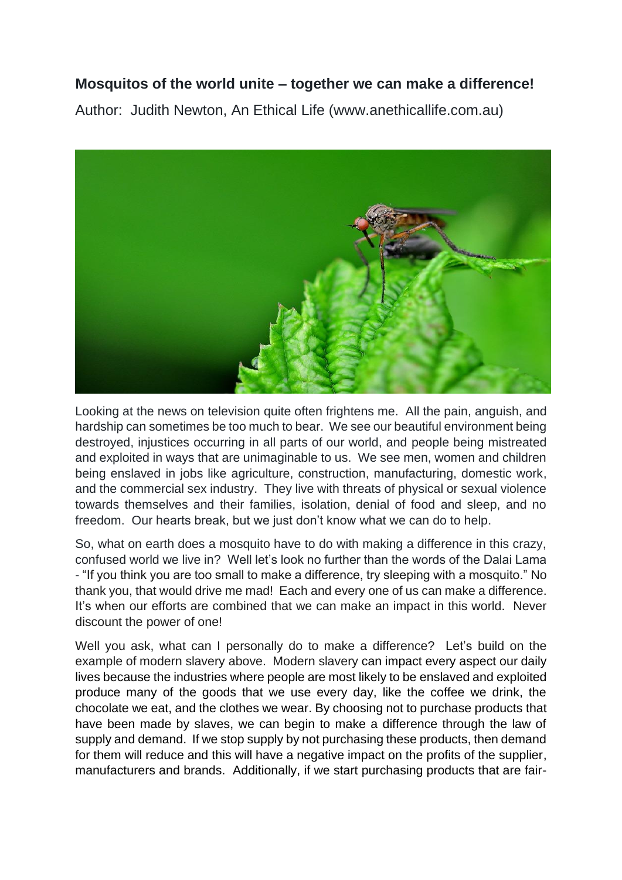**Mosquitos of the world unite – together we can make a difference!**

Author: Judith Newton, An Ethical Life (www.anethicallife.com.au)

Looking at the news on television quite often frightens me. All the pain, anguish, and hardship can sometimes be too much to bear. We see our beautiful environment being destroyed, injustices occurring in all parts of our world, and people being mistreated and exploited in ways that are unimaginable to us. We see men, women and children being enslaved in jobs like agriculture, construction, manufacturing, domestic work, and the commercial sex industry. They live with threats of physical or sexual violence towards themselves and their families, isolation, denial of food and sleep, and no freedom. Our hearts break, but we just don't know what we can do to help.

So, what on earth does a mosquito have to do with making a difference in this crazy, confused world we live in? Well let's look no further than the words of the Dalai Lama - "If you think you are too small to make a difference, try sleeping with a mosquito." No thank you, that would drive me mad! Each and every one of us can make a difference. It's when our efforts are combined that we can make an impact in this world. Never discount the power of one!

Well you ask, what can I personally do to make a difference? Let's build on the example of modern slavery above. Modern slavery can impact every aspect our daily lives because the industries where people are most likely to be enslaved and exploited produce many of the goods that we use every day, like the coffee we drink, the chocolate we eat, and the clothes we wear. By choosing not to purchase products that have been made by slaves, we can begin to make a difference through the law of supply and demand. If we stop supply by not purchasing these products, then demand for them will reduce and this will have a negative impact on the profits of the supplier, manufacturers and brands. Additionally, if we start purchasing products that are fair-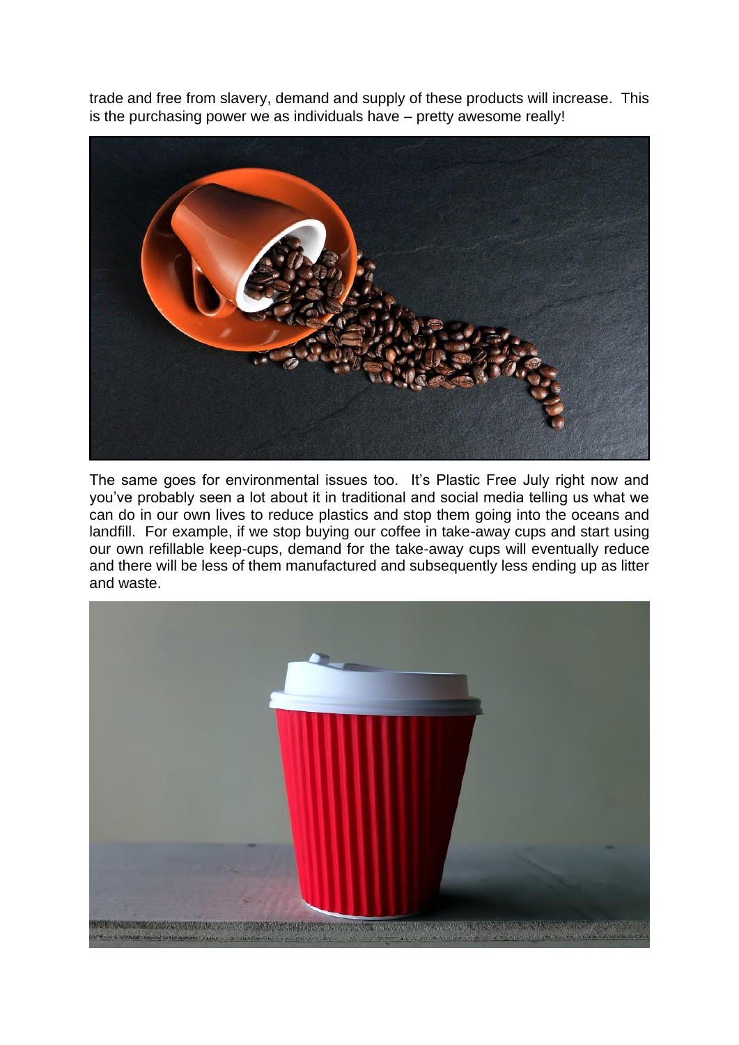trade and free from slavery, demand and supply of these products will increase. This is the purchasing power we as individuals have – pretty awesome really!

The same goes for environmental issues too. It's Plastic Free July right now and you've probably seen a lot about it in traditional and social media telling us what we can do in our own lives to reduce plastics and stop them going into the oceans and landfill. For example, if we stop buying our coffee in take-away cups and start using our own refillable keep-cups, demand for the take-away cups will eventually reduce and there will be less of them manufactured and subsequently less ending up as litter and waste.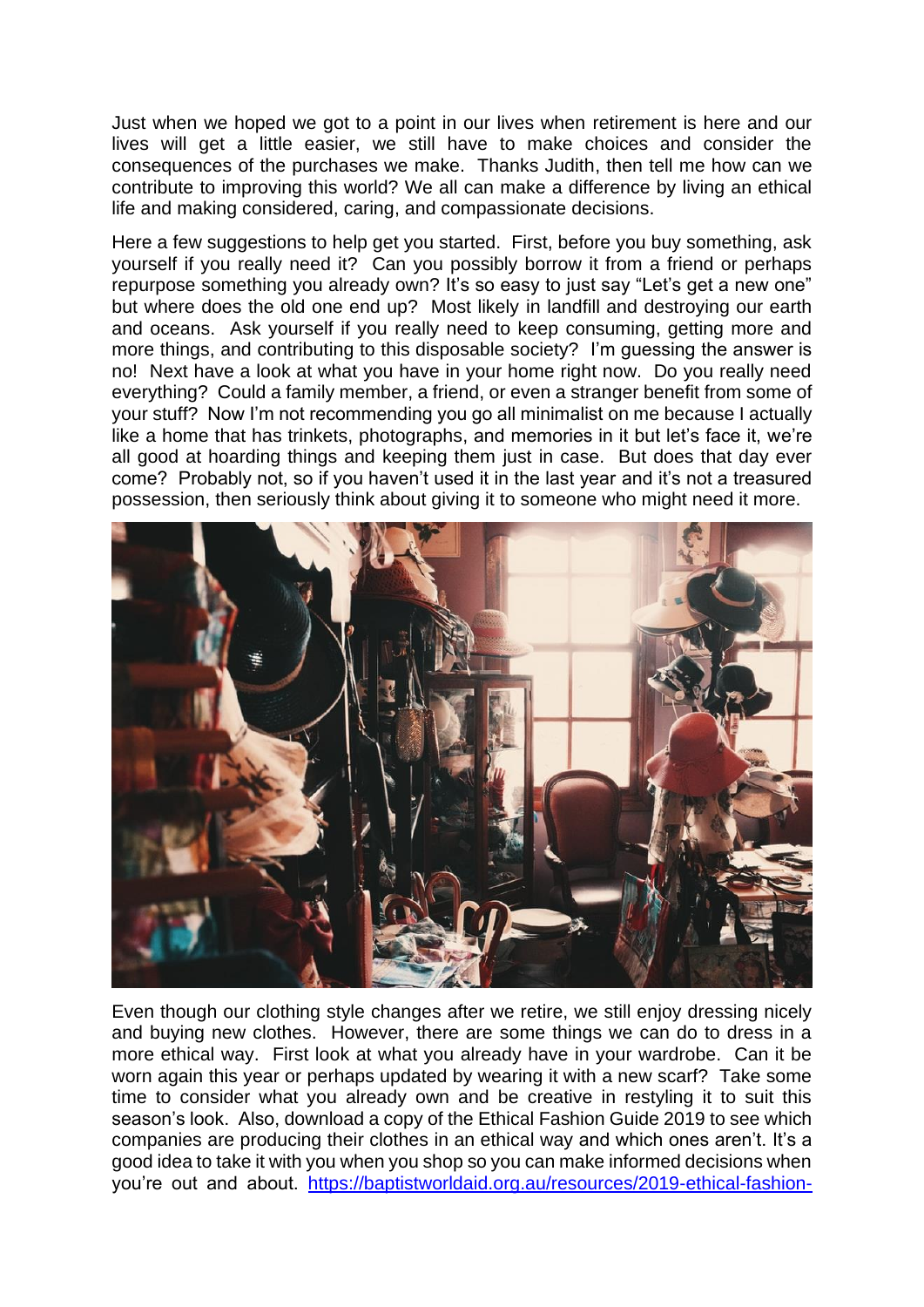Just when we hoped we got to a point in our lives when retirement is here and our lives will get a little easier, we still have to make choices and consider the consequences of the purchases we make. Thanks Judith, then tell me how can we contribute to improving this world? We all can make a difference by living an ethical life and making considered, caring, and compassionate decisions.

Here a few suggestions to help get you started. First, before you buy something, ask yourself if you really need it? Can you possibly borrow it from a friend or perhaps repurpose something you already own? It's so easy to just say "Let's get a new one" but where does the old one end up? Most likely in landfill and destroying our earth and oceans. Ask yourself if you really need to keep consuming, getting more and more things, and contributing to this disposable society? I'm guessing the answer is no! Next have a look at what you have in your home right now. Do you really need everything? Could a family member, a friend, or even a stranger benefit from some of your stuff? Now I'm not recommending you go all minimalist on me because I actually like a home that has trinkets, photographs, and memories in it but let's face it, we're all good at hoarding things and keeping them just in case. But does that day ever come? Probably not, so if you haven't used it in the last year and it's not a treasured possession, then seriously think about giving it to someone who might need it more.

Even though our clothing style changes after we retire, we still enjoy dressing nicely and buying new clothes. However, there are some things we can do to dress in a more ethical way. First look at what you already have in your wardrobe. Can it be worn again this year or perhaps updated by wearing it with a new scarf? Take some time to consider what you already own and be creative in restyling it to suit this season's look. Also, download a copy of the Ethical Fashion Guide 2019 to see which companies are producing their clothes in an ethical way and which ones aren't. It's a good idea to take it with you when you shop so you can make informed decisions when you're out and about. https://baptistworldaid.org.au/resources/2019-ethical-fashion-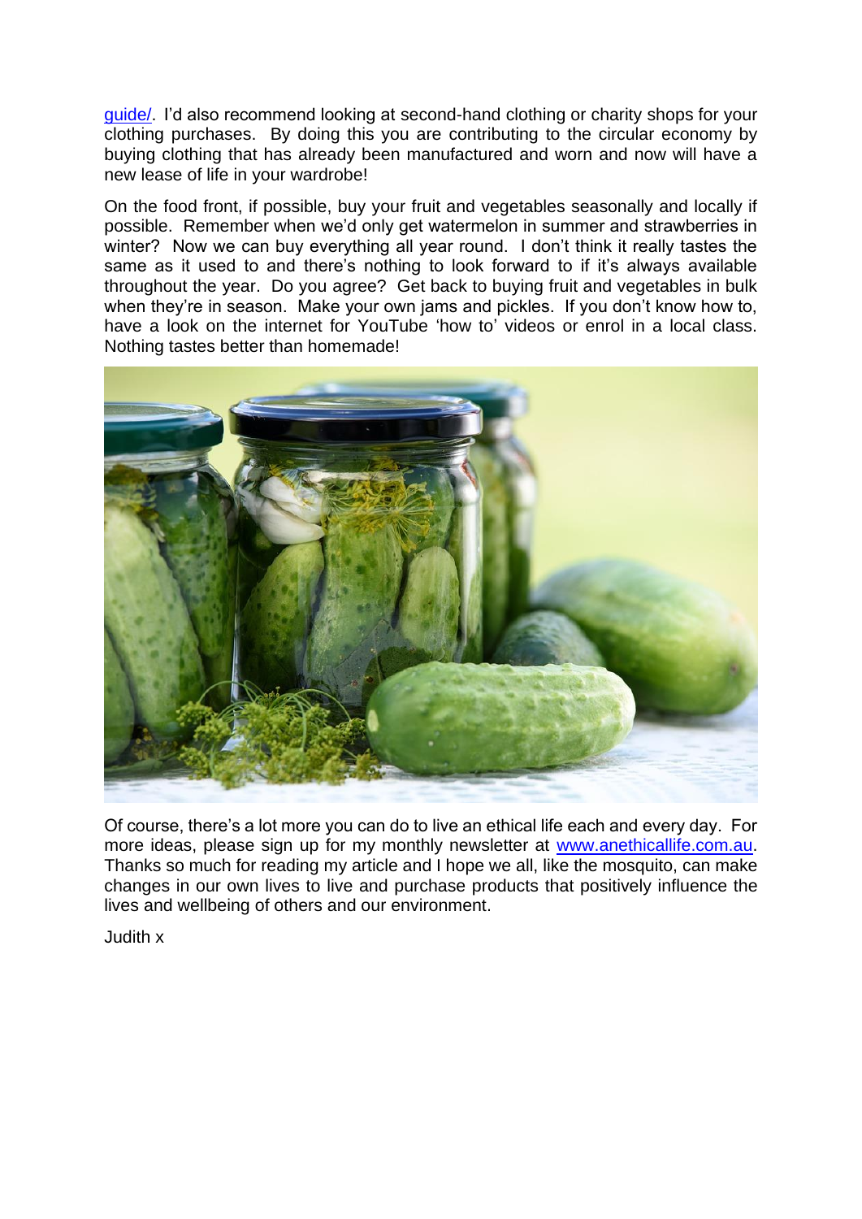guide/. I'd also recommend looking at second-hand clothing or charity shops for your clothing purchases. By doing this you are contributing to the circular economy by buying clothing that has already been manufactured and worn and now will have a new lease of life in your wardrobe!

On the food front, if possible, buy your fruit and vegetables seasonally and locally if possible. Remember when we'd only get watermelon in summer and strawberries in winter? Now we can buy everything all year round. I don't think it really tastes the same as it used to and there's nothing to look forward to if it's always available throughout the year. Do you agree? Get back to buying fruit and vegetables in bulk when they're in season. Make your own jams and pickles. If you don't know how to, have a look on the internet for YouTube 'how to' videos or enrol in a local class. Nothing tastes better than homemade!

Of course, there's a lot more you can do to live an ethical life each and every day. For more ideas, please sign up for my monthly newsletter at www.anethicallife.com.au. Thanks so much for reading my article and I hope we all, like the mosquito, can make changes in our own lives to live and purchase products that positively influence the lives and wellbeing of others and our environment.

Judith x